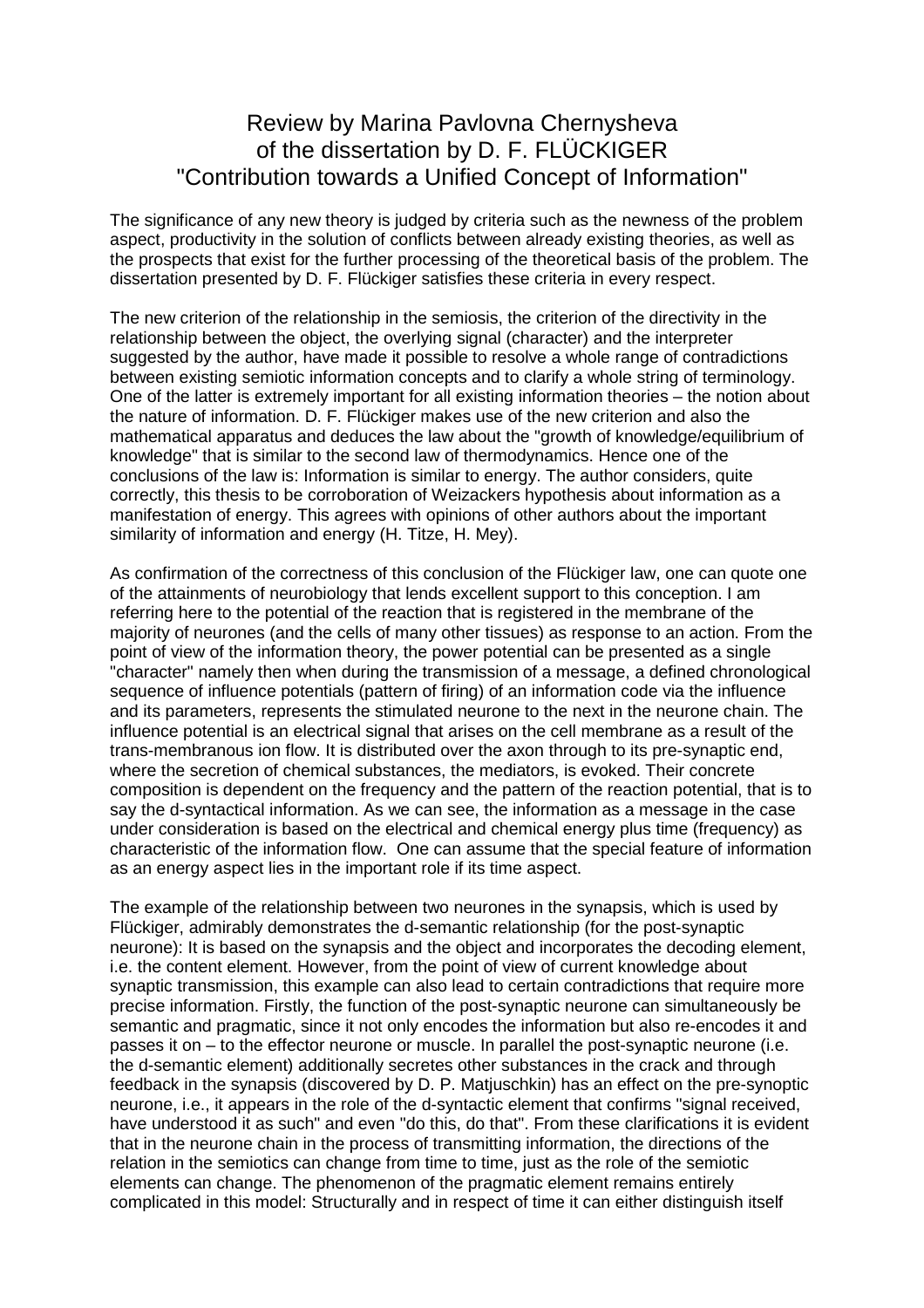# Review by Marina Pavlovna Chernysheva of the dissertation by D. F. FLÜCKIGER "Contribution towards a Unified Concept of Information"

The significance of any new theory is judged by criteria such as the newness of the problem aspect, productivity in the solution of conflicts between already existing theories, as well as the prospects that exist for the further processing of the theoretical basis of the problem. The dissertation presented by D. F. Flückiger satisfies these criteria in every respect.

The new criterion of the relationship in the semiosis, the criterion of the directivity in the relationship between the object, the overlying signal (character) and the interpreter suggested by the author, have made it possible to resolve a whole range of contradictions between existing semiotic information concepts and to clarify a whole string of terminology. One of the latter is extremely important for all existing information theories – the notion about the nature of information. D. F. Flückiger makes use of the new criterion and also the mathematical apparatus and deduces the law about the "growth of knowledge/equilibrium of knowledge" that is similar to the second law of thermodynamics. Hence one of the conclusions of the law is: Information is similar to energy. The author considers, quite correctly, this thesis to be corroboration of Weizackers hypothesis about information as a manifestation of energy. This agrees with opinions of other authors about the important similarity of information and energy (H. Titze, H. Mey).

As confirmation of the correctness of this conclusion of the Flückiger law, one can quote one of the attainments of neurobiology that lends excellent support to this conception. I am referring here to the potential of the reaction that is registered in the membrane of the majority of neurones (and the cells of many other tissues) as response to an action. From the point of view of the information theory, the power potential can be presented as a single "character" namely then when during the transmission of a message, a defined chronological sequence of influence potentials (pattern of firing) of an information code via the influence and its parameters, represents the stimulated neurone to the next in the neurone chain. The influence potential is an electrical signal that arises on the cell membrane as a result of the trans-membranous ion flow. It is distributed over the axon through to its pre-synaptic end, where the secretion of chemical substances, the mediators, is evoked. Their concrete composition is dependent on the frequency and the pattern of the reaction potential, that is to say the d-syntactical information. As we can see, the information as a message in the case under consideration is based on the electrical and chemical energy plus time (frequency) as characteristic of the information flow. One can assume that the special feature of information as an energy aspect lies in the important role if its time aspect.

The example of the relationship between two neurones in the synapsis, which is used by Flückiger, admirably demonstrates the d-semantic relationship (for the post-synaptic neurone): It is based on the synapsis and the object and incorporates the decoding element, i.e. the content element. However, from the point of view of current knowledge about synaptic transmission, this example can also lead to certain contradictions that require more precise information. Firstly, the function of the post-synaptic neurone can simultaneously be semantic and pragmatic, since it not only encodes the information but also re-encodes it and passes it on – to the effector neurone or muscle. In parallel the post-synaptic neurone (i.e. the d-semantic element) additionally secretes other substances in the crack and through feedback in the synapsis (discovered by D. P. Matjuschkin) has an effect on the pre-synoptic neurone, i.e., it appears in the role of the d-syntactic element that confirms "signal received, have understood it as such" and even "do this, do that". From these clarifications it is evident that in the neurone chain in the process of transmitting information, the directions of the relation in the semiotics can change from time to time, just as the role of the semiotic elements can change. The phenomenon of the pragmatic element remains entirely complicated in this model: Structurally and in respect of time it can either distinguish itself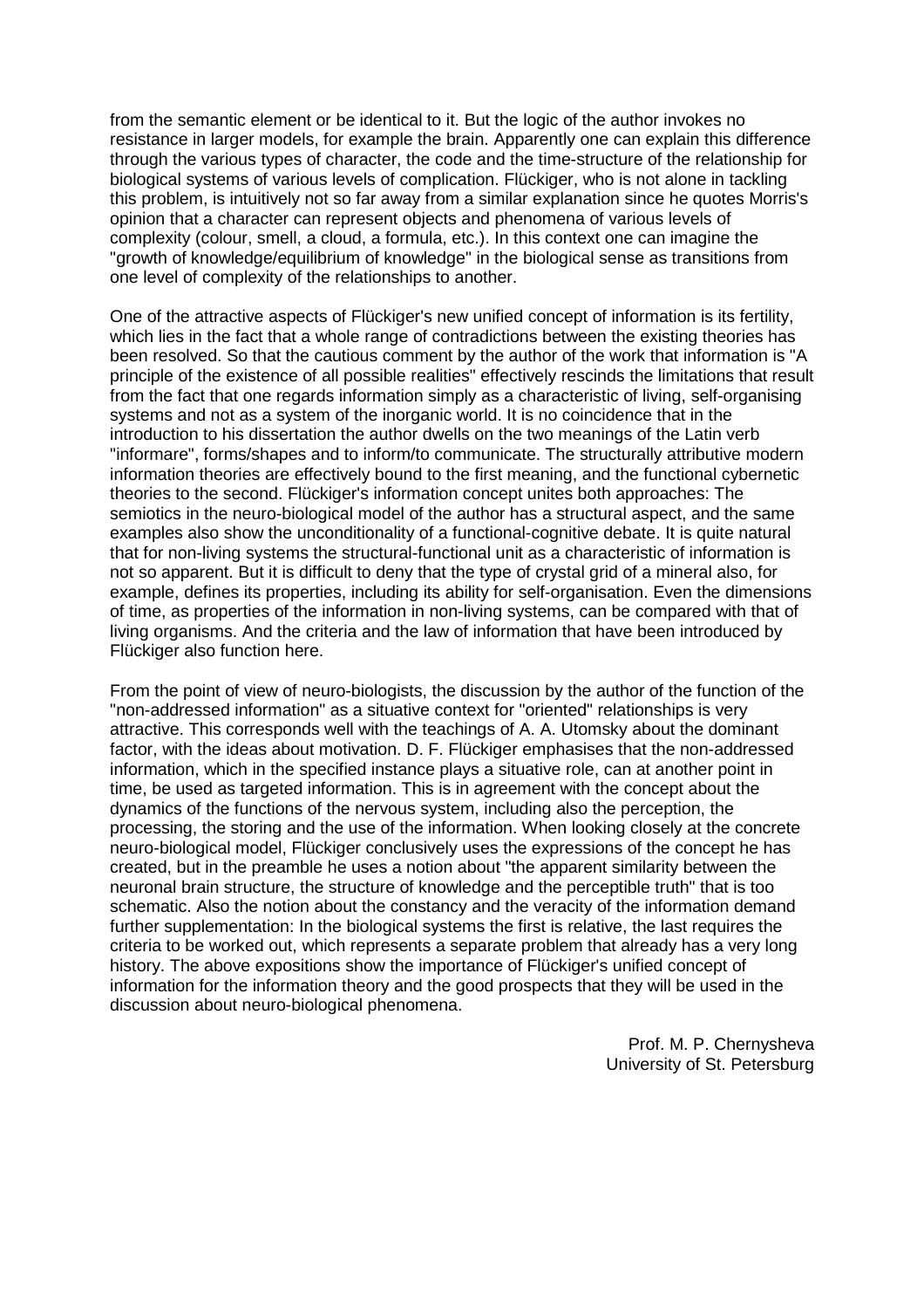from the semantic element or be identical to it. But the logic of the author invokes no resistance in larger models, for example the brain. Apparently one can explain this difference through the various types of character, the code and the time-structure of the relationship for biological systems of various levels of complication. Flückiger, who is not alone in tackling this problem, is intuitively not so far away from a similar explanation since he quotes Morris's opinion that a character can represent objects and phenomena of various levels of complexity (colour, smell, a cloud, a formula, etc.). In this context one can imagine the "growth of knowledge/equilibrium of knowledge" in the biological sense as transitions from one level of complexity of the relationships to another.

One of the attractive aspects of Flückiger's new unified concept of information is its fertility, which lies in the fact that a whole range of contradictions between the existing theories has been resolved. So that the cautious comment by the author of the work that information is "A principle of the existence of all possible realities" effectively rescinds the limitations that result from the fact that one regards information simply as a characteristic of living, self-organising systems and not as a system of the inorganic world. It is no coincidence that in the introduction to his dissertation the author dwells on the two meanings of the Latin verb "informare", forms/shapes and to inform/to communicate. The structurally attributive modern information theories are effectively bound to the first meaning, and the functional cybernetic theories to the second. Flückiger's information concept unites both approaches: The semiotics in the neuro-biological model of the author has a structural aspect, and the same examples also show the unconditionality of a functional-cognitive debate. It is quite natural that for non-living systems the structural-functional unit as a characteristic of information is not so apparent. But it is difficult to deny that the type of crystal grid of a mineral also, for example, defines its properties, including its ability for self-organisation. Even the dimensions of time, as properties of the information in non-living systems, can be compared with that of living organisms. And the criteria and the law of information that have been introduced by Flückiger also function here.

From the point of view of neuro-biologists, the discussion by the author of the function of the "non-addressed information" as a situative context for "oriented" relationships is very attractive. This corresponds well with the teachings of A. A. Utomsky about the dominant factor, with the ideas about motivation. D. F. Flückiger emphasises that the non-addressed information, which in the specified instance plays a situative role, can at another point in time, be used as targeted information. This is in agreement with the concept about the dynamics of the functions of the nervous system, including also the perception, the processing, the storing and the use of the information. When looking closely at the concrete neuro-biological model, Flückiger conclusively uses the expressions of the concept he has created, but in the preamble he uses a notion about "the apparent similarity between the neuronal brain structure, the structure of knowledge and the perceptible truth" that is too schematic. Also the notion about the constancy and the veracity of the information demand further supplementation: In the biological systems the first is relative, the last requires the criteria to be worked out, which represents a separate problem that already has a very long history. The above expositions show the importance of Flückiger's unified concept of information for the information theory and the good prospects that they will be used in the discussion about neuro-biological phenomena.

Prof. M. P. Chernysheva
University of St. Petersburg